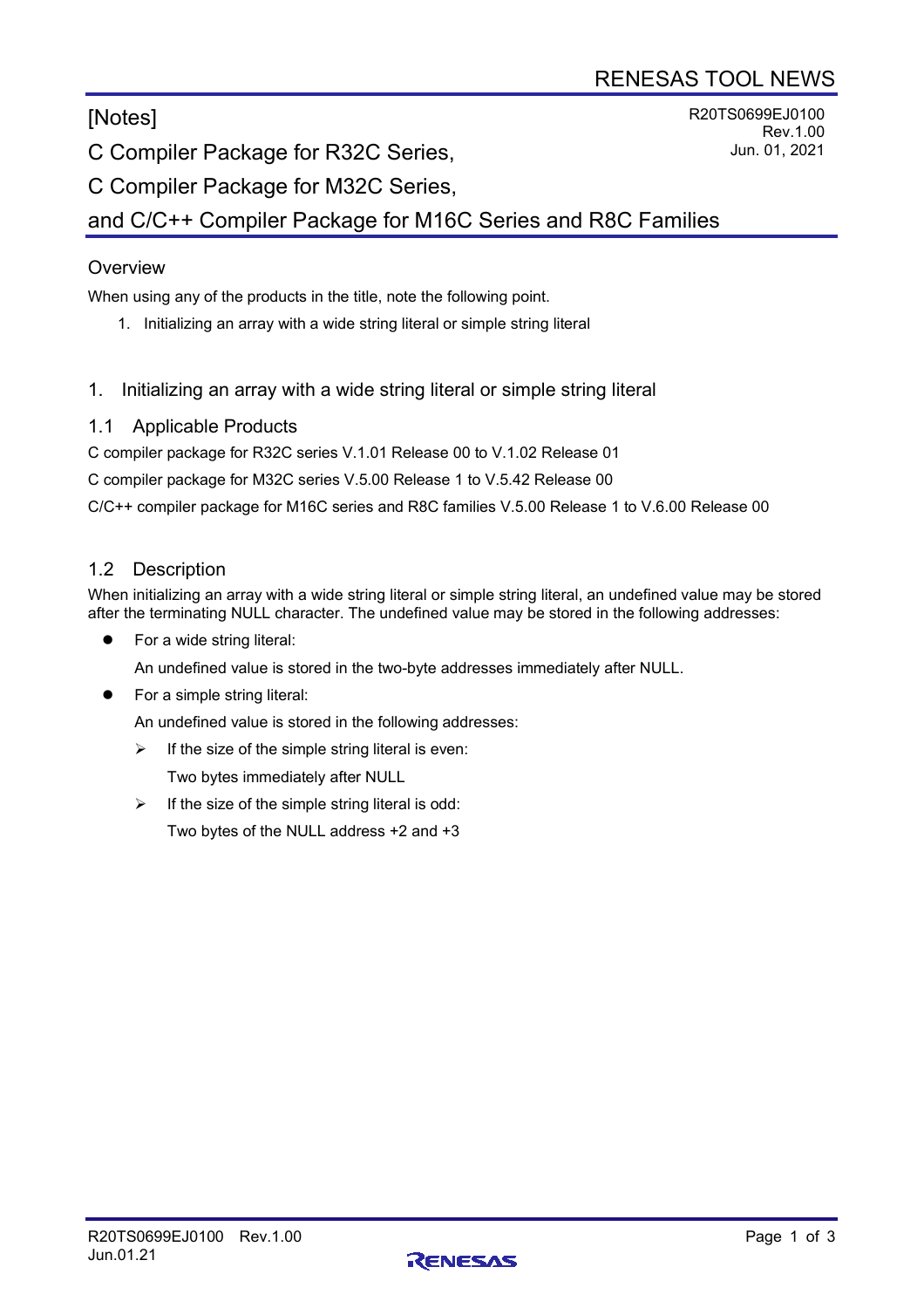RENESAS TOOL NEWS

[Notes]

R20TS0699EJ0100
Rev.1.00
Jun. 01, 2021

# C Compiler Package for R32C Series, C Compiler Package for M32C Series, and C/C++ Compiler Package for M16C Series and R8C Families

## Overview

When using any of the products in the title, note the following point.

1. Initializing an array with a wide string literal or simple string literal

## 1. Initializing an array with a wide string literal or simple string literal

### 1.1 Applicable Products

C compiler package for R32C series V.1.01 Release 00 to V.1.02 Release 01

C compiler package for M32C series V.5.00 Release 1 to V.5.42 Release 00

C/C++ compiler package for M16C series and R8C families V.5.00 Release 1 to V.6.00 Release 00

### 1.2 Description

When initializing an array with a wide string literal or simple string literal, an undefined value may be stored after the terminating NULL character. The undefined value may be stored in the following addresses:

- For a wide string literal:

  An undefined value is stored in the two-byte addresses immediately after NULL.

- For a simple string literal:

  An undefined value is stored in the following addresses:

  - If the size of the simple string literal is even:

    Two bytes immediately after NULL

  - If the size of the simple string literal is odd:

    Two bytes of the NULL address +2 and +3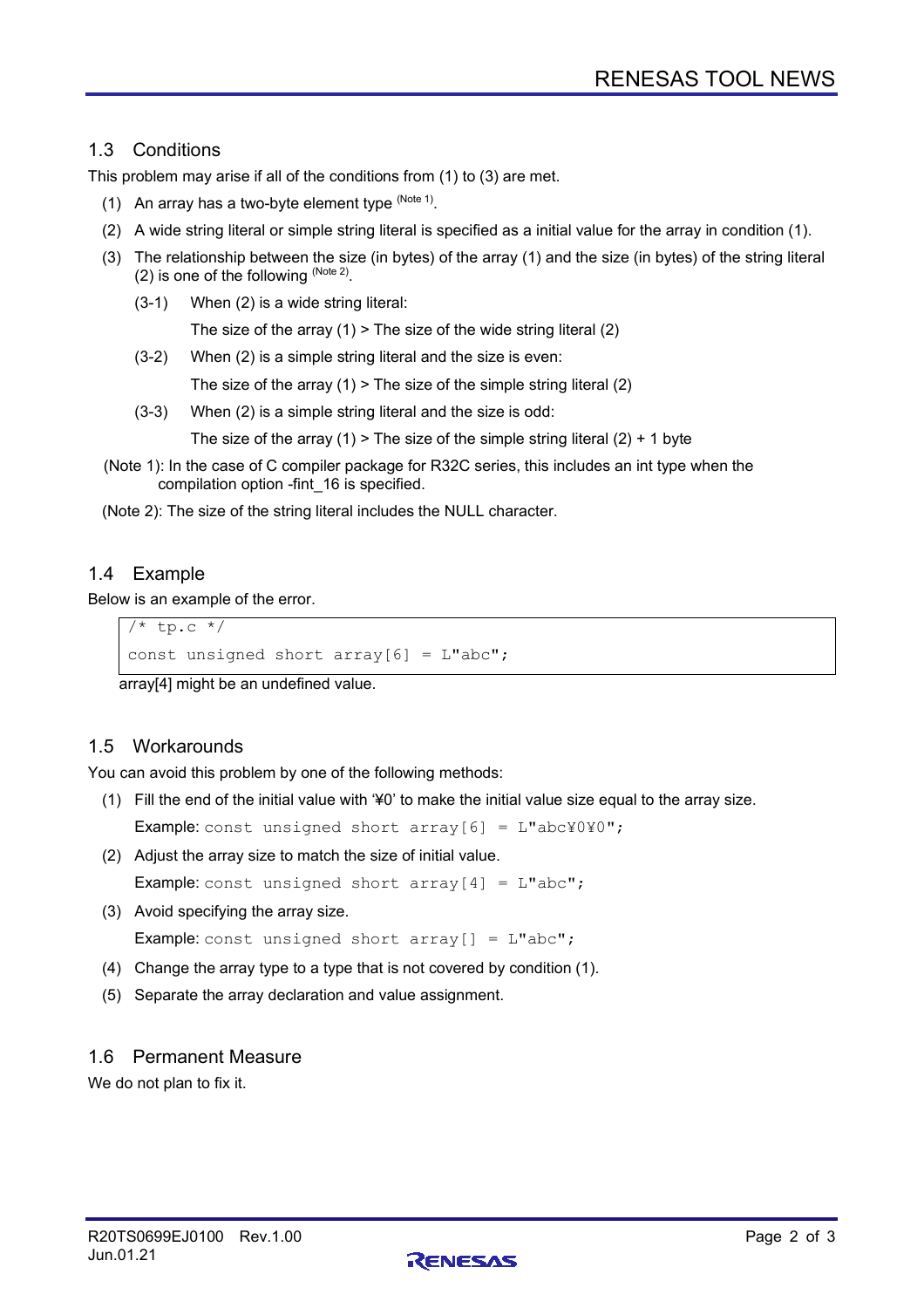## 1.3 Conditions

This problem may arise if all of the conditions from (1) to (3) are met.

(1) An array has a two-byte element type (Note 1).

(2) A wide string literal or simple string literal is specified as a initial value for the array in condition (1).

(3) The relationship between the size (in bytes) of the array (1) and the size (in bytes) of the string literal (2) is one of the following (Note 2).

(3-1) When (2) is a wide string literal:

The size of the array (1) > The size of the wide string literal (2)

(3-2) When (2) is a simple string literal and the size is even:

The size of the array (1) > The size of the simple string literal (2)

(3-3) When (2) is a simple string literal and the size is odd:

The size of the array (1) > The size of the simple string literal (2) + 1 byte

(Note 1): In the case of C compiler package for R32C series, this includes an int type when the compilation option -fint_16 is specified.

(Note 2): The size of the string literal includes the NULL character.

## 1.4 Example

Below is an example of the error.

```
/* tp.c */
const unsigned short array[6] = L"abc";
```

array[4] might be an undefined value.

## 1.5 Workarounds

You can avoid this problem by one of the following methods:

(1) Fill the end of the initial value with '¥0' to make the initial value size equal to the array size.

**Example:** `const unsigned short array[6] = L"abc¥0¥0";`

(2) Adjust the array size to match the size of initial value.

**Example:** `const unsigned short array[4] = L"abc";`

(3) Avoid specifying the array size.

**Example:** `const unsigned short array[] = L"abc";`

(4) Change the array type to a type that is not covered by condition (1).

(5) Separate the array declaration and value assignment.

## 1.6 Permanent Measure

We do not plan to fix it.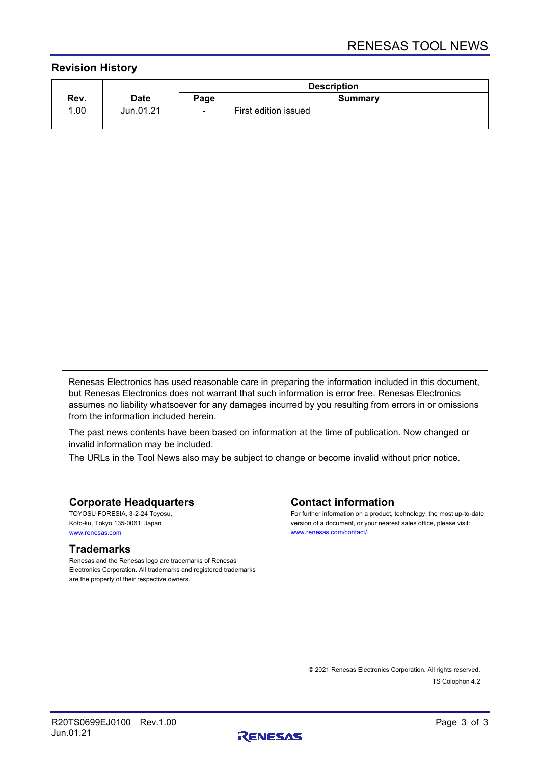## Revision History

| Rev. | Date | Description | |
|---|---|---|---|
| | | Page | Summary |
| 1.00 | Jun.01.21 | - | First edition issued |
| | | | |

Renesas Electronics has used reasonable care in preparing the information included in this document, but Renesas Electronics does not warrant that such information is error free. Renesas Electronics assumes no liability whatsoever for any damages incurred by you resulting from errors in or omissions from the information included herein.

The past news contents have been based on information at the time of publication. Now changed or invalid information may be included.

The URLs in the Tool News also may be subject to change or become invalid without prior notice.

### Corporate Headquarters

TOYOSU FORESIA, 3-2-24 Toyosu,
Koto-ku, Tokyo 135-0061, Japan
www.renesas.com

### Trademarks

Renesas and the Renesas logo are trademarks of Renesas Electronics Corporation. All trademarks and registered trademarks are the property of their respective owners.

### Contact information

For further information on a product, technology, the most up-to-date version of a document, or your nearest sales office, please visit: www.renesas.com/contact/.

© 2021 Renesas Electronics Corporation. All rights reserved.
TS Colophon 4.2